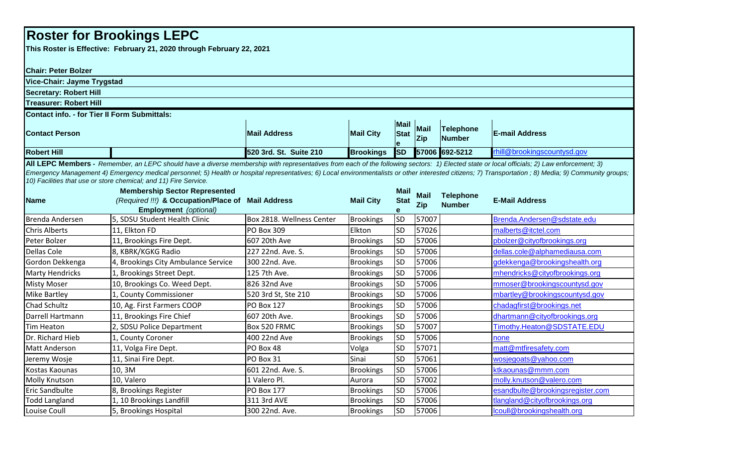# Roster for Brookings LEPC

**This Roster is Effective: February 21, 2020 through February 22, 2021**

**Chair: Peter Bolzer**

**Vice-Chair: Jayme Trygstad**

**Secretary: Robert Hill**

**Treasurer: Robert Hill**

**Contact info. - for Tier II Form Submittals:**

| Contact Person | | Mail Address | Mail City | Mail State | Mail Zip | Telephone Number | E-mail Address |
|---|---|---|---|---|---|---|---|
| Robert Hill | | 520 3rd. St. Suite 210 | Brookings | SD | 57006 | 692-5212 | rhill@brookingscountysd.gov |

**All LEPC Members** - *Remember, an LEPC should have a diverse membership with representatives from each of the following sectors: 1) Elected state or local officials; 2) Law enforcement; 3) Emergency Management 4) Emergency medical personnel; 5) Health or hospital representatives; 6) Local environmentalists or other interested citizens; 7) Transportation ; 8) Media; 9) Community groups; 10) Facilities that use or store chemical; and 11) Fire Service.*

| Name | Membership Sector Represented *(Required !!!)* & Occupation/Place of Employment *(optional)* | Mail Address | Mail City | Mail State | Mail Zip | Telephone Number | E-Mail Address |
|---|---|---|---|---|---|---|---|
| Brenda Andersen | 5, SDSU Student Health Clinic | Box 2818. Wellness Center | Brookings | SD | 57007 | | Brenda.Andersen@sdstate.edu |
| Chris Alberts | 11, Elkton FD | PO Box 309 | Elkton | SD | 57026 | | malberts@itctel.com |
| Peter Bolzer | 11, Brookings Fire Dept. | 607 20th Ave | Brookings | SD | 57006 | | pbolzer@cityofbrookings.org |
| Dellas Cole | 8, KBRK/KGKG Radio | 227 22nd. Ave. S. | Brookings | SD | 57006 | | dellas.cole@alphamediausa.com |
| Gordon Dekkenga | 4, Brookings City Ambulance Service | 300 22nd. Ave. | Brookings | SD | 57006 | | gdekkenga@brookingshealth.org |
| Marty Hendricks | 1, Brookings Street Dept. | 125 7th Ave. | Brookings | SD | 57006 | | mhendricks@cityofbrookings.org |
| Misty Moser | 10, Brookings Co. Weed Dept. | 826 32nd Ave | Brookings | SD | 57006 | | mmoser@brookingscountysd.gov |
| Mike Bartley | 1, County Commissioner | 520 3rd St, Ste 210 | Brookings | SD | 57006 | | mbartley@brookingscountysd.gov |
| Chad Schultz | 10, Ag. First Farmers COOP | PO Box 127 | Brookings | SD | 57006 | | chadagfirst@brookings.net |
| Darrell Hartmann | 11, Brookings Fire Chief | 607 20th Ave. | Brookings | SD | 57006 | | dhartmann@cityofbrookings.org |
| Tim Heaton | 2, SDSU Police Department | Box 520 FRMC | Brookings | SD | 57007 | | Timothy.Heaton@SDSTATE.EDU |
| Dr. Richard Hieb | 1, County Coroner | 400 22nd Ave | Brookings | SD | 57006 | | none |
| Matt Anderson | 11, Volga Fire Dept. | PO Box 48 | Volga | SD | 57071 | | matt@mtfiresafety.com |
| Jeremy Wosje | 11, Sinai Fire Dept. | PO Box 31 | Sinai | SD | 57061 | | wosjegoats@yahoo.com |
| Kostas Kaounas | 10, 3M | 601 22nd. Ave. S. | Brookings | SD | 57006 | | ktkaounas@mmm.com |
| Molly Knutson | 10, Valero | 1 Valero Pl. | Aurora | SD | 57002 | | molly.knutson@valero.com |
| Eric Sandbulte | 8, Brookings Register | PO Box 177 | Brookings | SD | 57006 | | esandbulte@brookingsregister.com |
| Todd Langland | 1, 10 Brookings Landfill | 311 3rd AVE | Brookings | SD | 57006 | | tlangland@cityofbrookings.org |
| Louise Coull | 5, Brookings Hospital | 300 22nd. Ave. | Brookings | SD | 57006 | | lcoull@brookingshealth.org |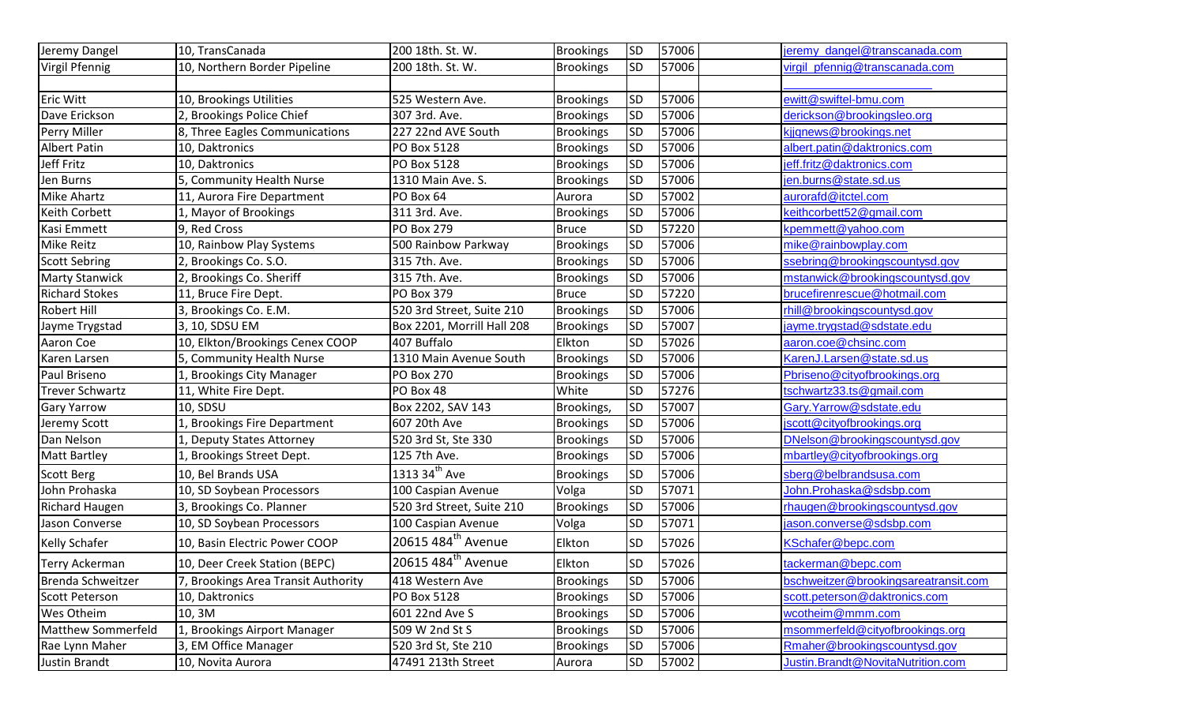| | | | | | | | |
|---|---|---|---|---|---|---|---|
| Jeremy Dangel | 10, TransCanada | 200 18th. St. W. | Brookings | SD | 57006 | | jeremy_dangel@transcanada.com |
| Virgil Pfennig | 10, Northern Border Pipeline | 200 18th. St. W. | Brookings | SD | 57006 | | virgil_pfennig@transcanada.com |
| | | | | | | | |
| Eric Witt | 10, Brookings Utilities | 525 Western Ave. | Brookings | SD | 57006 | | ewitt@swiftel-bmu.com |
| Dave Erickson | 2, Brookings Police Chief | 307 3rd. Ave. | Brookings | SD | 57006 | | derickson@brookingsleo.org |
| Perry Miller | 8, Three Eagles Communications | 227 22nd AVE South | Brookings | SD | 57006 | | kjjqnews@brookings.net |
| Albert Patin | 10, Daktronics | PO Box 5128 | Brookings | SD | 57006 | | albert.patin@daktronics.com |
| Jeff Fritz | 10, Daktronics | PO Box 5128 | Brookings | SD | 57006 | | jeff.fritz@daktronics.com |
| Jen Burns | 5, Community Health Nurse | 1310 Main Ave. S. | Brookings | SD | 57006 | | jen.burns@state.sd.us |
| Mike Ahartz | 11, Aurora Fire Department | PO Box 64 | Aurora | SD | 57002 | | aurorafd@itctel.com |
| Keith Corbett | 1, Mayor of Brookings | 311 3rd. Ave. | Brookings | SD | 57006 | | keithcorbett52@gmail.com |
| Kasi Emmett | 9, Red Cross | PO Box 279 | Bruce | SD | 57220 | | kpemmett@yahoo.com |
| Mike Reitz | 10, Rainbow Play Systems | 500 Rainbow Parkway | Brookings | SD | 57006 | | mike@rainbowplay.com |
| Scott Sebring | 2, Brookings Co. S.O. | 315 7th. Ave. | Brookings | SD | 57006 | | ssebring@brookingscountysd.gov |
| Marty Stanwick | 2, Brookings Co. Sheriff | 315 7th. Ave. | Brookings | SD | 57006 | | mstanwick@brookingscountysd.gov |
| Richard Stokes | 11, Bruce Fire Dept. | PO Box 379 | Bruce | SD | 57220 | | brucefirenrescue@hotmail.com |
| Robert Hill | 3, Brookings Co. E.M. | 520 3rd Street, Suite 210 | Brookings | SD | 57006 | | rhill@brookingscountysd.gov |
| Jayme Trygstad | 3, 10, SDSU EM | Box 2201, Morrill Hall 208 | Brookings | SD | 57007 | | jayme.trygstad@sdstate.edu |
| Aaron Coe | 10, Elkton/Brookings Cenex COOP | 407 Buffalo | Elkton | SD | 57026 | | aaron.coe@chsinc.com |
| Karen Larsen | 5, Community Health Nurse | 1310 Main Avenue South | Brookings | SD | 57006 | | KarenJ.Larsen@state.sd.us |
| Paul Briseno | 1, Brookings City Manager | PO Box 270 | Brookings | SD | 57006 | | Pbriseno@cityofbrookings.org |
| Trever Schwartz | 11, White Fire Dept. | PO Box 48 | White | SD | 57276 | | tschwartz33.ts@gmail.com |
| Gary Yarrow | 10, SDSU | Box 2202, SAV 143 | Brookings, | SD | 57007 | | Gary.Yarrow@sdstate.edu |
| Jeremy Scott | 1, Brookings Fire Department | 607 20th Ave | Brookings | SD | 57006 | | jscott@cityofbrookings.org |
| Dan Nelson | 1, Deputy States Attorney | 520 3rd St, Ste 330 | Brookings | SD | 57006 | | DNelson@brookingscountysd.gov |
| Matt Bartley | 1, Brookings Street Dept. | 125 7th Ave. | Brookings | SD | 57006 | | mbartley@cityofbrookings.org |
| Scott Berg | 10, Bel Brands USA | 1313 34th Ave | Brookings | SD | 57006 | | sberg@belbrandsusa.com |
| John Prohaska | 10, SD Soybean Processors | 100 Caspian Avenue | Volga | SD | 57071 | | John.Prohaska@sdsbp.com |
| Richard Haugen | 3, Brookings Co. Planner | 520 3rd Street, Suite 210 | Brookings | SD | 57006 | | rhaugen@brookingscountysd.gov |
| Jason Converse | 10, SD Soybean Processors | 100 Caspian Avenue | Volga | SD | 57071 | | jason.converse@sdsbp.com |
| Kelly Schafer | 10, Basin Electric Power COOP | 20615 484th Avenue | Elkton | SD | 57026 | | KSchafer@bepc.com |
| Terry Ackerman | 10, Deer Creek Station (BEPC) | 20615 484th Avenue | Elkton | SD | 57026 | | tackerman@bepc.com |
| Brenda Schweitzer | 7, Brookings Area Transit Authority | 418 Western Ave | Brookings | SD | 57006 | | bschweitzer@brookingsareatransit.com |
| Scott Peterson | 10, Daktronics | PO Box 5128 | Brookings | SD | 57006 | | scott.peterson@daktronics.com |
| Wes Otheim | 10, 3M | 601 22nd Ave S | Brookings | SD | 57006 | | wcotheim@mmm.com |
| Matthew Sommerfeld | 1, Brookings Airport Manager | 509 W 2nd St S | Brookings | SD | 57006 | | msommerfeld@cityofbrookings.org |
| Rae Lynn Maher | 3, EM Office Manager | 520 3rd St, Ste 210 | Brookings | SD | 57006 | | Rmaher@brookingscountysd.gov |
| Justin Brandt | 10, Novita Aurora | 47491 213th Street | Aurora | SD | 57002 | | Justin.Brandt@NovitaNutrition.com |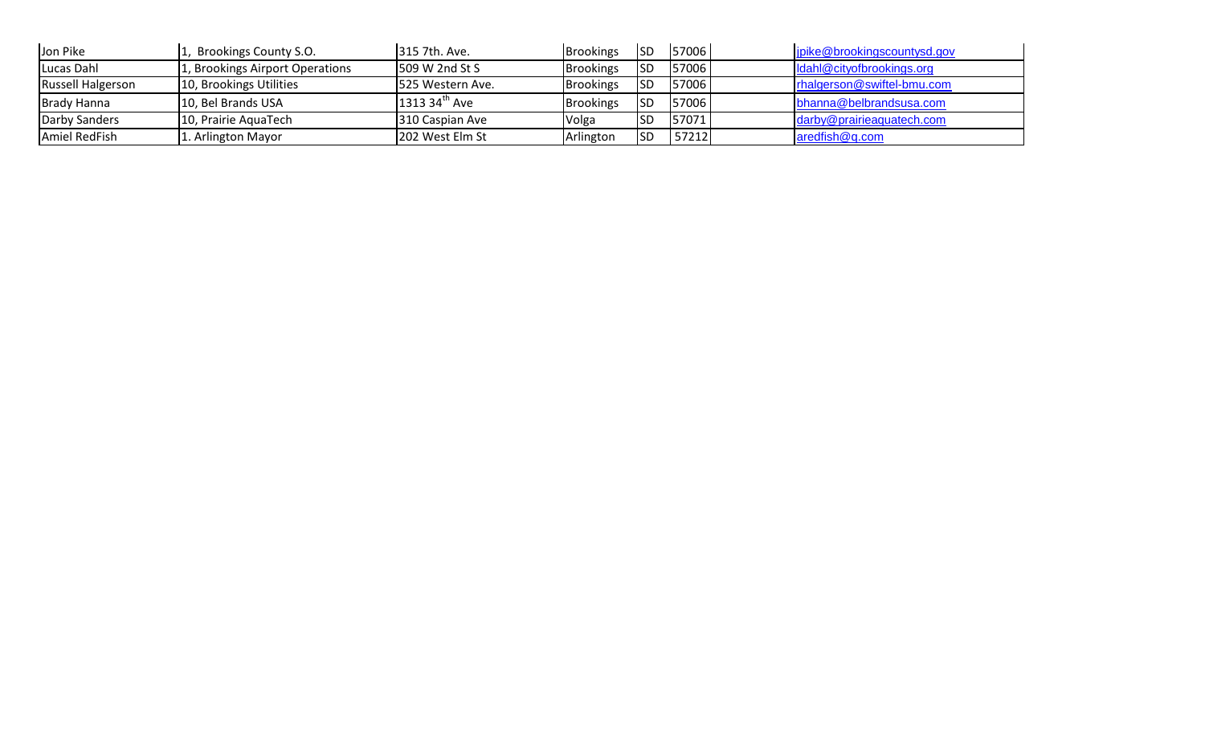| | | | | | | | |
|---|---|---|---|---|---|---|---|
| Jon Pike | 1,  Brookings County S.O. | 315 7th. Ave. | Brookings | SD | 57006 | | jpike@brookingscountysd.gov |
| Lucas Dahl | 1, Brookings Airport Operations | 509 W 2nd St S | Brookings | SD | 57006 | | ldahl@cityofbrookings.org |
| Russell Halgerson | 10, Brookings Utilities | 525 Western Ave. | Brookings | SD | 57006 | | rhalgerson@swiftel-bmu.com |
| Brady Hanna | 10, Bel Brands USA | 1313 34th Ave | Brookings | SD | 57006 | | bhanna@belbrandsusa.com |
| Darby Sanders | 10, Prairie AquaTech | 310 Caspian Ave | Volga | SD | 57071 | | darby@prairieaquatech.com |
| Amiel RedFish | 1. Arlington Mayor | 202 West Elm St | Arlington | SD | 57212 | | aredfish@q.com |